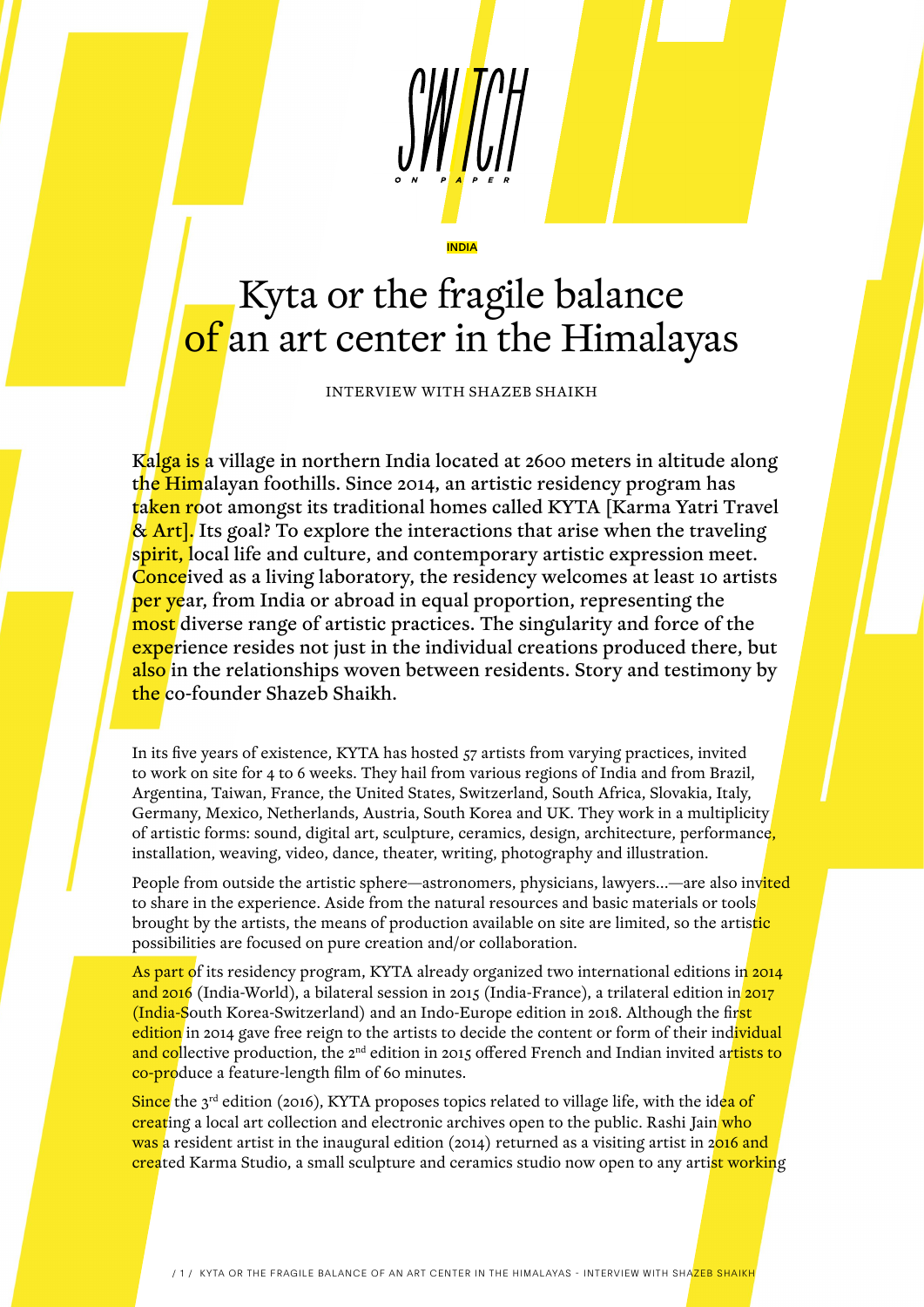INDIA

# Kyta or the fragile balance of an art center in the Himalayas

INTERVIEW WITH SHAZEB SHAIKH

**Kalga is a village in northern India located at 2600 meters in altitude along the Himalayan foothills. Since 2014, an artistic residency program has taken root amongst its traditional homes called KYTA [Karma Yatri Travel & Art]. Its goal? To explore the interactions that arise when the traveling spirit, local life and culture, and contemporary artistic expression meet. Conceived as a living laboratory, the residency welcomes at least 10 artists per year, from India or abroad in equal proportion, representing the most diverse range of artistic practices. The singularity and force of the experience resides not just in the individual creations produced there, but also in the relationships woven between residents. Story and testimony by the co-founder Shazeb Shaikh.**

In its five years of existence, KYTA has hosted 57 artists from varying practices, invited to work on site for 4 to 6 weeks. They hail from various regions of India and from Brazil, Argentina, Taiwan, France, the United States, Switzerland, South Africa, Slovakia, Italy, Germany, Mexico, Netherlands, Austria, South Korea and UK. They work in a multiplicity of artistic forms: sound, digital art, sculpture, ceramics, design, architecture, performance, installation, weaving, video, dance, theater, writing, photography and illustration.

People from outside the artistic sphere—astronomers, physicians, lawyers...—are also invited to share in the experience. Aside from the natural resources and basic materials or tools brought by the artists, the means of production available on site are limited, so the artistic possibilities are focused on pure creation and/or collaboration.

As part of its residency program, KYTA already organized two international editions in 2014 and 2016 (India-World), a bilateral session in 2015 (India-France), a trilateral edition in 2017 (India-South Korea-Switzerland) and an Indo-Europe edition in 2018. Although the first edition in 2014 gave free reign to the artists to decide the content or form of their individual and collective production, the 2nd edition in 2015 offered French and Indian invited artists to co-produce a feature-length film of 60 minutes.

Since the 3rd edition (2016), KYTA proposes topics related to village life, with the idea of creating a local art collection and electronic archives open to the public. Rashi Jain who was a resident artist in the inaugural edition (2014) returned as a visiting artist in 2016 and created Karma Studio, a small sculpture and ceramics studio now open to any artist working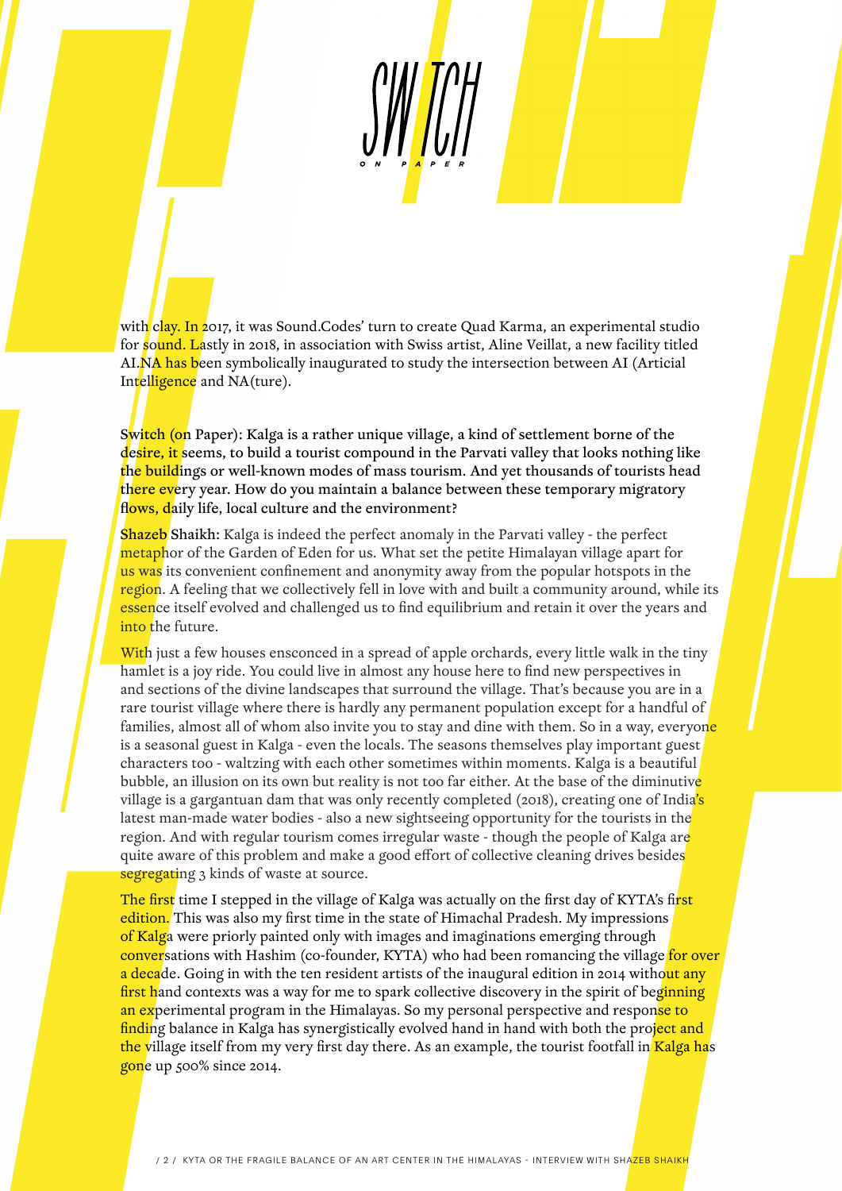with clay. In 2017, it was Sound.Codes' turn to create Quad Karma, an experimental studio for sound. Lastly in 2018, in association with Swiss artist, Aline Veillat, a new facility titled AI.NA has been symbolically inaugurated to study the intersection between AI (Articial Intelligence and NA(ture).

**Switch (on Paper): Kalga is a rather unique village, a kind of settlement borne of the desire, it seems, to build a tourist compound in the Parvati valley that looks nothing like the buildings or well-known modes of mass tourism. And yet thousands of tourists head there every year. How do you maintain a balance between these temporary migratory flows, daily life, local culture and the environment?**

**Shazeb Shaikh:** Kalga is indeed the perfect anomaly in the Parvati valley - the perfect metaphor of the Garden of Eden for us. What set the petite Himalayan village apart for us was its convenient confinement and anonymity away from the popular hotspots in the region. A feeling that we collectively fell in love with and built a community around, while its essence itself evolved and challenged us to find equilibrium and retain it over the years and into the future.

With just a few houses ensconced in a spread of apple orchards, every little walk in the tiny hamlet is a joy ride. You could live in almost any house here to find new perspectives in and sections of the divine landscapes that surround the village. That's because you are in a rare tourist village where there is hardly any permanent population except for a handful of families, almost all of whom also invite you to stay and dine with them. So in a way, everyone is a seasonal guest in Kalga - even the locals. The seasons themselves play important guest characters too - waltzing with each other sometimes within moments. Kalga is a beautiful bubble, an illusion on its own but reality is not too far either. At the base of the diminutive village is a gargantuan dam that was only recently completed (2018), creating one of India's latest man-made water bodies - also a new sightseeing opportunity for the tourists in the region. And with regular tourism comes irregular waste - though the people of Kalga are quite aware of this problem and make a good effort of collective cleaning drives besides segregating 3 kinds of waste at source.

The first time I stepped in the village of Kalga was actually on the first day of KYTA's first edition. This was also my first time in the state of Himachal Pradesh. My impressions of Kalga were priorly painted only with images and imaginations emerging through conversations with Hashim (co-founder, KYTA) who had been romancing the village for over a decade. Going in with the ten resident artists of the inaugural edition in 2014 without any first hand contexts was a way for me to spark collective discovery in the spirit of beginning an experimental program in the Himalayas. So my personal perspective and response to finding balance in Kalga has synergistically evolved hand in hand with both the project and the village itself from my very first day there. As an example, the tourist footfall in Kalga has gone up 500% since 2014.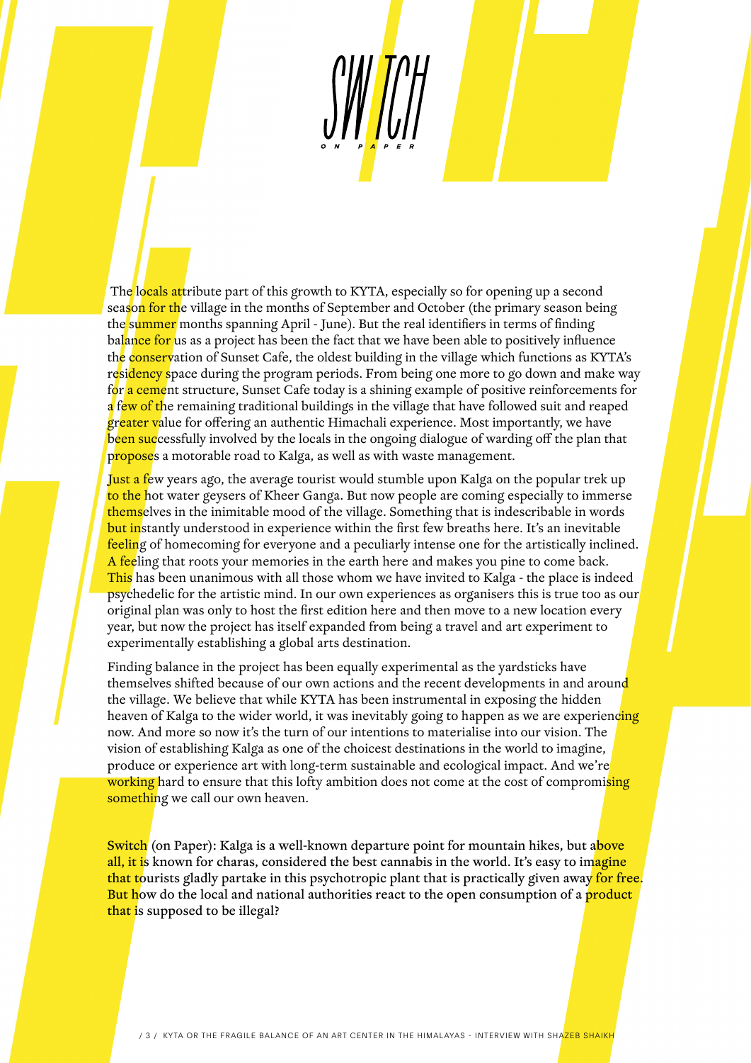The locals attribute part of this growth to KYTA, especially so for opening up a second season for the village in the months of September and October (the primary season being the summer months spanning April - June). But the real identifiers in terms of finding balance for us as a project has been the fact that we have been able to positively influence the conservation of Sunset Cafe, the oldest building in the village which functions as KYTA's residency space during the program periods. From being one more to go down and make way for a cement structure, Sunset Cafe today is a shining example of positive reinforcements for a few of the remaining traditional buildings in the village that have followed suit and reaped greater value for offering an authentic Himachali experience. Most importantly, we have been successfully involved by the locals in the ongoing dialogue of warding off the plan that proposes a motorable road to Kalga, as well as with waste management.

Just a few years ago, the average tourist would stumble upon Kalga on the popular trek up to the hot water geysers of Kheer Ganga. But now people are coming especially to immerse themselves in the inimitable mood of the village. Something that is indescribable in words but instantly understood in experience within the first few breaths here. It's an inevitable feeling of homecoming for everyone and a peculiarly intense one for the artistically inclined. A feeling that roots your memories in the earth here and makes you pine to come back. This has been unanimous with all those whom we have invited to Kalga - the place is indeed psychedelic for the artistic mind. In our own experiences as organisers this is true too as our original plan was only to host the first edition here and then move to a new location every year, but now the project has itself expanded from being a travel and art experiment to experimentally establishing a global arts destination.

Finding balance in the project has been equally experimental as the yardsticks have themselves shifted because of our own actions and the recent developments in and around the village. We believe that while KYTA has been instrumental in exposing the hidden heaven of Kalga to the wider world, it was inevitably going to happen as we are experiencing now. And more so now it's the turn of our intentions to materialise into our vision. The vision of establishing Kalga as one of the choicest destinations in the world to imagine, produce or experience art with long-term sustainable and ecological impact. And we're working hard to ensure that this lofty ambition does not come at the cost of compromising something we call our own heaven.

Switch (on Paper): Kalga is a well-known departure point for mountain hikes, but above all, it is known for charas, considered the best cannabis in the world. It's easy to imagine that tourists gladly partake in this psychotropic plant that is practically given away for free. But how do the local and national authorities react to the open consumption of a product that is supposed to be illegal?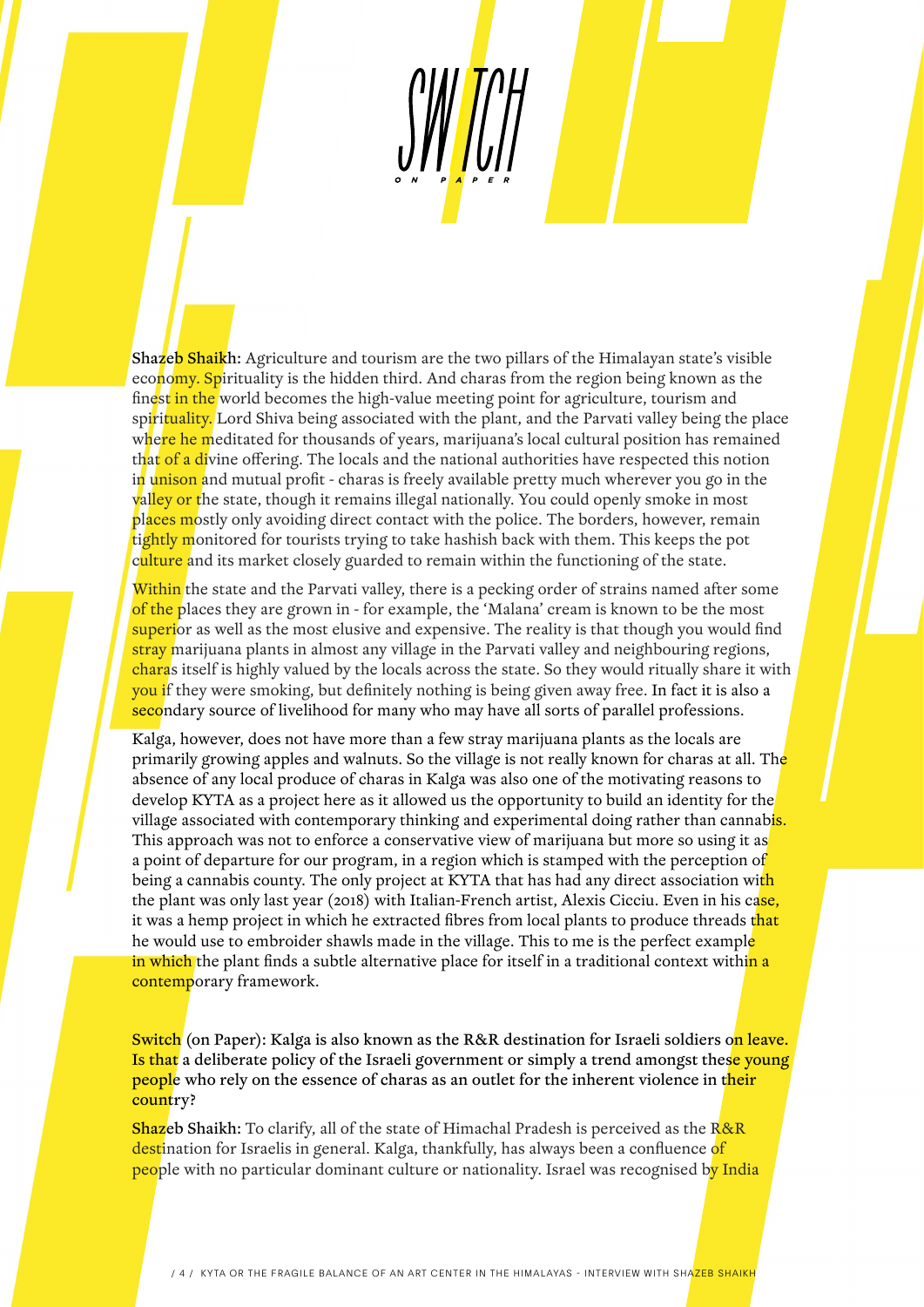**Shazeb Shaikh:** Agriculture and tourism are the two pillars of the Himalayan state's visible economy. Spirituality is the hidden third. And charas from the region being known as the finest in the world becomes the high-value meeting point for agriculture, tourism and spirituality. Lord Shiva being associated with the plant, and the Parvati valley being the place where he meditated for thousands of years, marijuana's local cultural position has remained that of a divine offering. The locals and the national authorities have respected this notion in unison and mutual profit - charas is freely available pretty much wherever you go in the valley or the state, though it remains illegal nationally. You could openly smoke in most places mostly only avoiding direct contact with the police. The borders, however, remain tightly monitored for tourists trying to take hashish back with them. This keeps the pot culture and its market closely guarded to remain within the functioning of the state.

Within the state and the Parvati valley, there is a pecking order of strains named after some of the places they are grown in - for example, the 'Malana' cream is known to be the most superior as well as the most elusive and expensive. The reality is that though you would find stray marijuana plants in almost any village in the Parvati valley and neighbouring regions, charas itself is highly valued by the locals across the state. So they would ritually share it with you if they were smoking, but definitely nothing is being given away free. In fact it is also a secondary source of livelihood for many who may have all sorts of parallel professions.

Kalga, however, does not have more than a few stray marijuana plants as the locals are primarily growing apples and walnuts. So the village is not really known for charas at all. The absence of any local produce of charas in Kalga was also one of the motivating reasons to develop KYTA as a project here as it allowed us the opportunity to build an identity for the village associated with contemporary thinking and experimental doing rather than cannabis. This approach was not to enforce a conservative view of marijuana but more so using it as a point of departure for our program, in a region which is stamped with the perception of being a cannabis county. The only project at KYTA that has had any direct association with the plant was only last year (2018) with Italian-French artist, Alexis Cicciu. Even in his case, it was a hemp project in which he extracted fibres from local plants to produce threads that he would use to embroider shawls made in the village. This to me is the perfect example in which the plant finds a subtle alternative place for itself in a traditional context within a contemporary framework.

**Switch (on Paper): Kalga is also known as the R&R destination for Israeli soldiers on leave. Is that a deliberate policy of the Israeli government or simply a trend amongst these young people who rely on the essence of charas as an outlet for the inherent violence in their country?**

**Shazeb Shaikh:** To clarify, all of the state of Himachal Pradesh is perceived as the R&R destination for Israelis in general. Kalga, thankfully, has always been a confluence of people with no particular dominant culture or nationality. Israel was recognised by India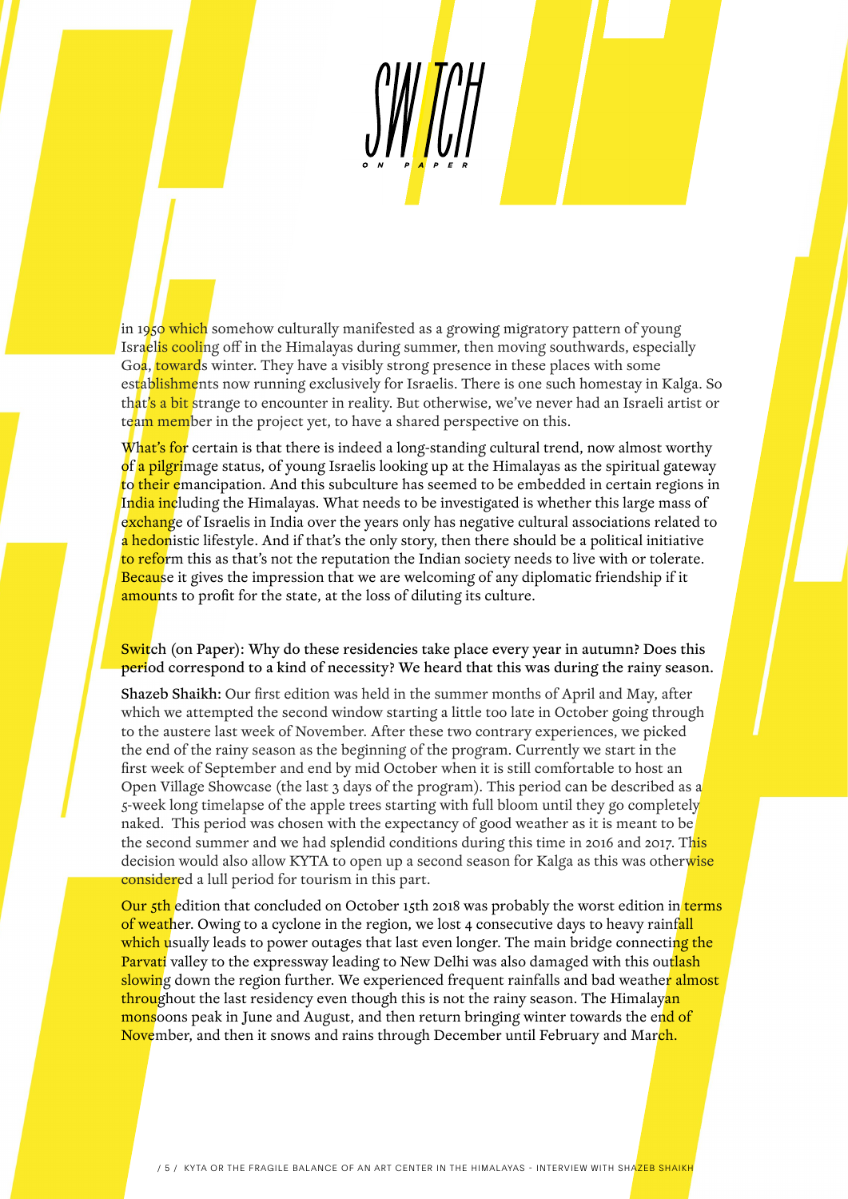in 1950 which somehow culturally manifested as a growing migratory pattern of young Israelis cooling off in the Himalayas during summer, then moving southwards, especially Goa, towards winter. They have a visibly strong presence in these places with some establishments now running exclusively for Israelis. There is one such homestay in Kalga. So that's a bit strange to encounter in reality. But otherwise, we've never had an Israeli artist or team member in the project yet, to have a shared perspective on this.

What's for certain is that there is indeed a long-standing cultural trend, now almost worthy of a pilgrimage status, of young Israelis looking up at the Himalayas as the spiritual gateway to their emancipation. And this subculture has seemed to be embedded in certain regions in India including the Himalayas. What needs to be investigated is whether this large mass of exchange of Israelis in India over the years only has negative cultural associations related to a hedonistic lifestyle. And if that's the only story, then there should be a political initiative to reform this as that's not the reputation the Indian society needs to live with or tolerate. Because it gives the impression that we are welcoming of any diplomatic friendship if it amounts to profit for the state, at the loss of diluting its culture.

**Switch (on Paper): Why do these residencies take place every year in autumn? Does this period correspond to a kind of necessity? We heard that this was during the rainy season.**

**Shazeb Shaikh:** Our first edition was held in the summer months of April and May, after which we attempted the second window starting a little too late in October going through to the austere last week of November. After these two contrary experiences, we picked the end of the rainy season as the beginning of the program. Currently we start in the first week of September and end by mid October when it is still comfortable to host an Open Village Showcase (the last 3 days of the program). This period can be described as a 5-week long timelapse of the apple trees starting with full bloom until they go completely naked. This period was chosen with the expectancy of good weather as it is meant to be the second summer and we had splendid conditions during this time in 2016 and 2017. This decision would also allow KYTA to open up a second season for Kalga as this was otherwise considered a lull period for tourism in this part.

Our 5th edition that concluded on October 15th 2018 was probably the worst edition in terms of weather. Owing to a cyclone in the region, we lost 4 consecutive days to heavy rainfall which usually leads to power outages that last even longer. The main bridge connecting the Parvati valley to the expressway leading to New Delhi was also damaged with this outlash slowing down the region further. We experienced frequent rainfalls and bad weather almost throughout the last residency even though this is not the rainy season. The Himalayan monsoons peak in June and August, and then return bringing winter towards the end of November, and then it snows and rains through December until February and March.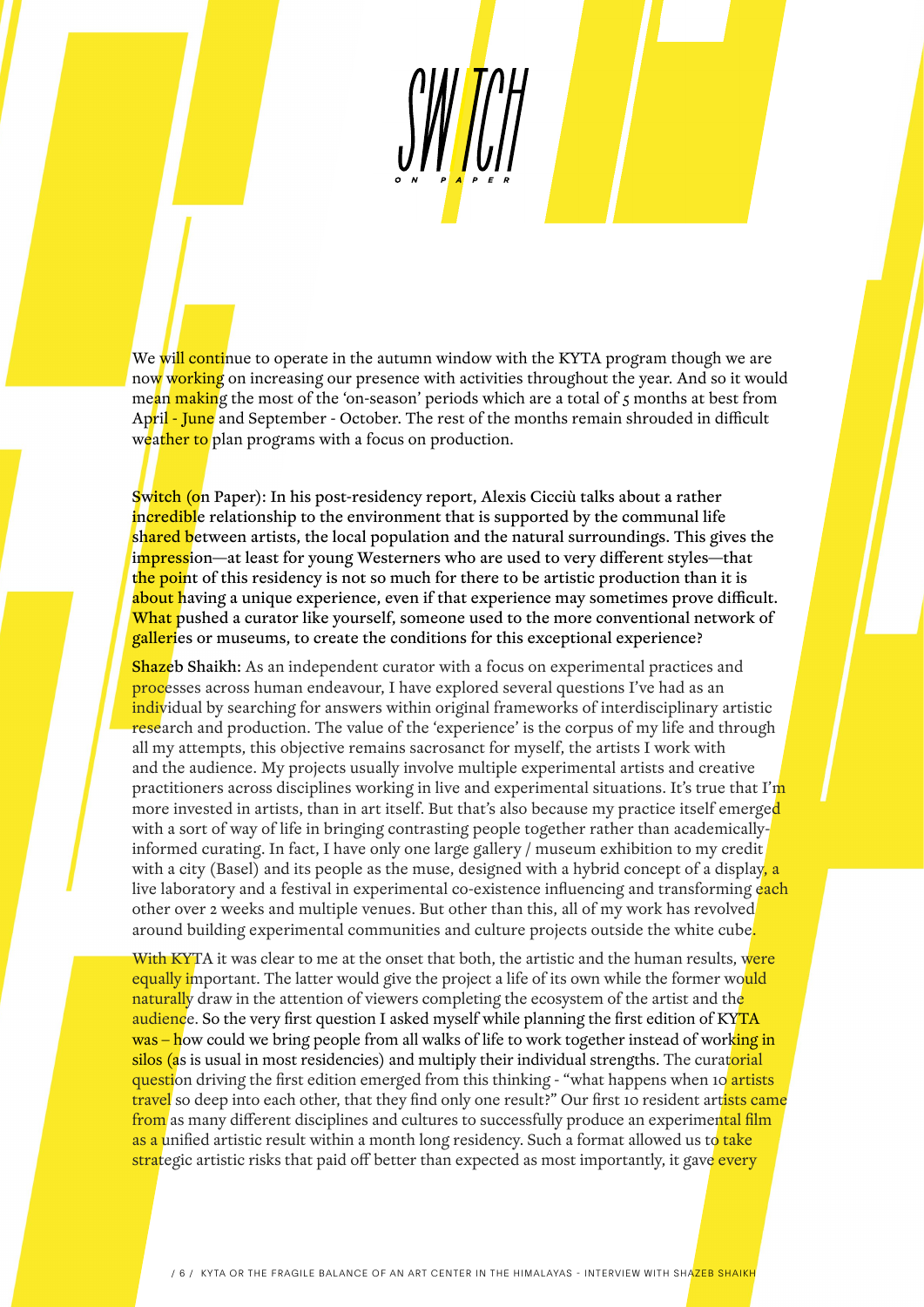We will continue to operate in the autumn window with the KYTA program though we are now working on increasing our presence with activities throughout the year. And so it would mean making the most of the 'on-season' periods which are a total of 5 months at best from April - June and September - October. The rest of the months remain shrouded in difficult weather to plan programs with a focus on production.

**Switch (on Paper): In his post-residency report, Alexis Cicciù talks about a rather incredible relationship to the environment that is supported by the communal life shared between artists, the local population and the natural surroundings. This gives the impression—at least for young Westerners who are used to very different styles—that the point of this residency is not so much for there to be artistic production than it is about having a unique experience, even if that experience may sometimes prove difficult. What pushed a curator like yourself, someone used to the more conventional network of galleries or museums, to create the conditions for this exceptional experience?**

**Shazeb Shaikh:** As an independent curator with a focus on experimental practices and processes across human endeavour, I have explored several questions I've had as an individual by searching for answers within original frameworks of interdisciplinary artistic research and production. The value of the 'experience' is the corpus of my life and through all my attempts, this objective remains sacrosanct for myself, the artists I work with and the audience. My projects usually involve multiple experimental artists and creative practitioners across disciplines working in live and experimental situations. It's true that I'm more invested in artists, than in art itself. But that's also because my practice itself emerged with a sort of way of life in bringing contrasting people together rather than academically-informed curating. In fact, I have only one large gallery / museum exhibition to my credit with a city (Basel) and its people as the muse, designed with a hybrid concept of a display, a live laboratory and a festival in experimental co-existence influencing and transforming each other over 2 weeks and multiple venues. But other than this, all of my work has revolved around building experimental communities and culture projects outside the white cube.

With KYTA it was clear to me at the onset that both, the artistic and the human results, were equally important. The latter would give the project a life of its own while the former would naturally draw in the attention of viewers completing the ecosystem of the artist and the audience. So the very first question I asked myself while planning the first edition of KYTA was – how could we bring people from all walks of life to work together instead of working in silos (as is usual in most residencies) and multiply their individual strengths. The curatorial question driving the first edition emerged from this thinking - "what happens when 10 artists travel so deep into each other, that they find only one result?" Our first 10 resident artists came from as many different disciplines and cultures to successfully produce an experimental film as a unified artistic result within a month long residency. Such a format allowed us to take strategic artistic risks that paid off better than expected as most importantly, it gave every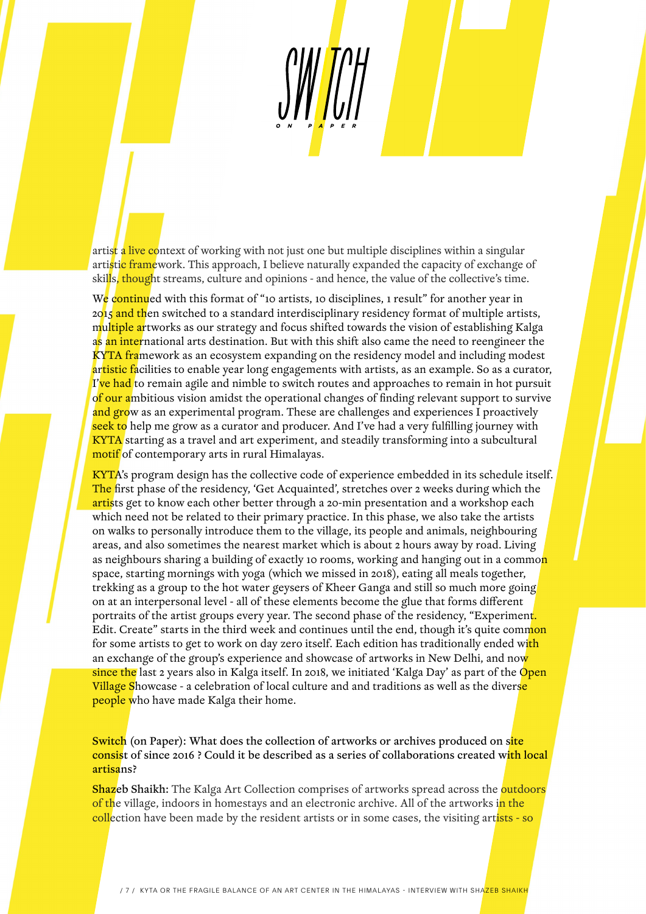artist a live context of working with not just one but multiple disciplines within a singular artistic framework. This approach, I believe naturally expanded the capacity of exchange of skills, thought streams, culture and opinions - and hence, the value of the collective's time.

We continued with this format of "10 artists, 10 disciplines, 1 result" for another year in 2015 and then switched to a standard interdisciplinary residency format of multiple artists, multiple artworks as our strategy and focus shifted towards the vision of establishing Kalga as an international arts destination. But with this shift also came the need to reengineer the KYTA framework as an ecosystem expanding on the residency model and including modest artistic facilities to enable year long engagements with artists, as an example. So as a curator, I've had to remain agile and nimble to switch routes and approaches to remain in hot pursuit of our ambitious vision amidst the operational changes of finding relevant support to survive and grow as an experimental program. These are challenges and experiences I proactively seek to help me grow as a curator and producer. And I've had a very fulfilling journey with KYTA starting as a travel and art experiment, and steadily transforming into a subcultural motif of contemporary arts in rural Himalayas.

KYTA's program design has the collective code of experience embedded in its schedule itself. The first phase of the residency, 'Get Acquainted', stretches over 2 weeks during which the artists get to know each other better through a 20-min presentation and a workshop each which need not be related to their primary practice. In this phase, we also take the artists on walks to personally introduce them to the village, its people and animals, neighbouring areas, and also sometimes the nearest market which is about 2 hours away by road. Living as neighbours sharing a building of exactly 10 rooms, working and hanging out in a common space, starting mornings with yoga (which we missed in 2018), eating all meals together, trekking as a group to the hot water geysers of Kheer Ganga and still so much more going on at an interpersonal level - all of these elements become the glue that forms different portraits of the artist groups every year. The second phase of the residency, "Experiment. Edit. Create" starts in the third week and continues until the end, though it's quite common for some artists to get to work on day zero itself. Each edition has traditionally ended with an exchange of the group's experience and showcase of artworks in New Delhi, and now since the last 2 years also in Kalga itself. In 2018, we initiated 'Kalga Day' as part of the Open Village Showcase - a celebration of local culture and and traditions as well as the diverse people who have made Kalga their home.

**Switch (on Paper): What does the collection of artworks or archives produced on site consist of since 2016 ? Could it be described as a series of collaborations created with local artisans?**

**Shazeb Shaikh:** The Kalga Art Collection comprises of artworks spread across the outdoors of the village, indoors in homestays and an electronic archive. All of the artworks in the collection have been made by the resident artists or in some cases, the visiting artists - so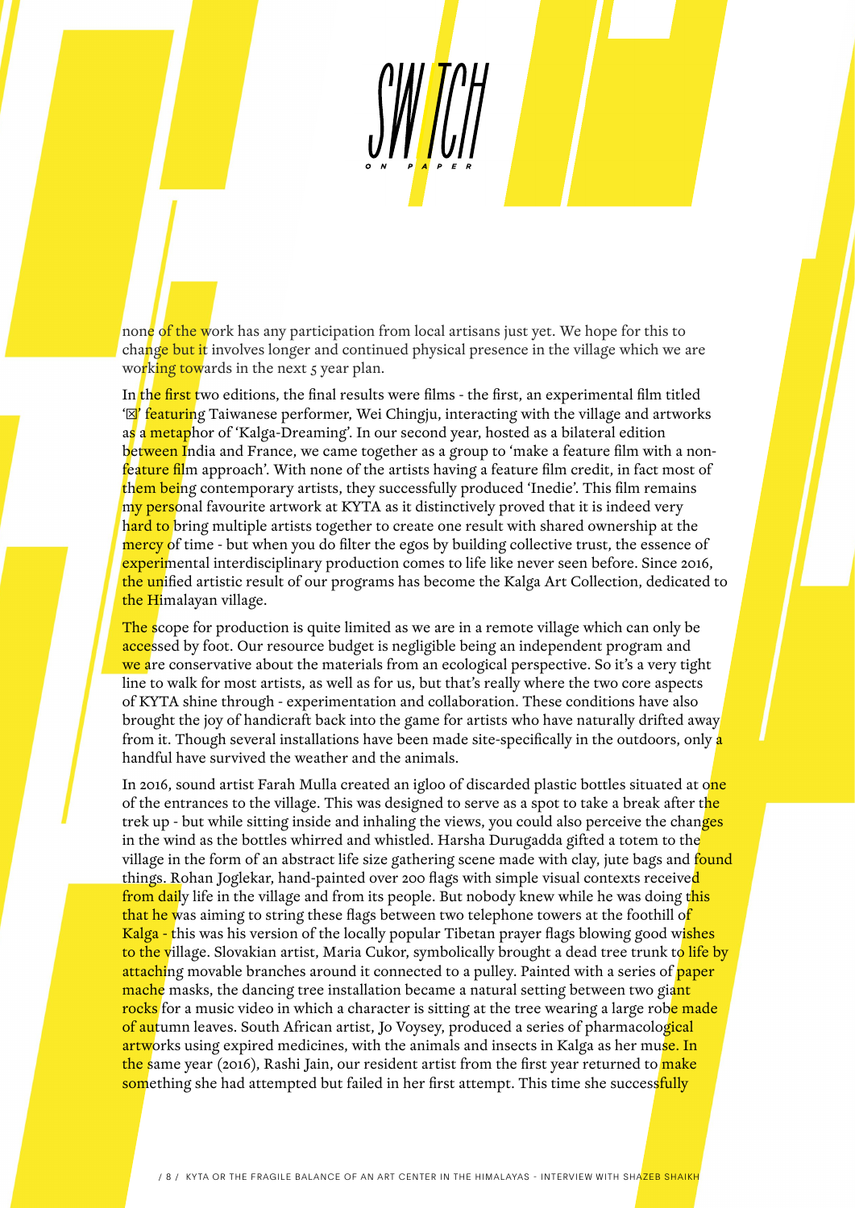none of the work has any participation from local artisans just yet. We hope for this to change but it involves longer and continued physical presence in the village which we are working towards in the next 5 year plan.

In the first two editions, the final results were films - the first, an experimental film titled '☒' featuring Taiwanese performer, Wei Chingju, interacting with the village and artworks as a metaphor of 'Kalga-Dreaming'. In our second year, hosted as a bilateral edition between India and France, we came together as a group to 'make a feature film with a non-feature film approach'. With none of the artists having a feature film credit, in fact most of them being contemporary artists, they successfully produced 'Inedie'. This film remains my personal favourite artwork at KYTA as it distinctively proved that it is indeed very hard to bring multiple artists together to create one result with shared ownership at the mercy of time - but when you do filter the egos by building collective trust, the essence of experimental interdisciplinary production comes to life like never seen before. Since 2016, the unified artistic result of our programs has become the Kalga Art Collection, dedicated to the Himalayan village.

The scope for production is quite limited as we are in a remote village which can only be accessed by foot. Our resource budget is negligible being an independent program and we are conservative about the materials from an ecological perspective. So it's a very tight line to walk for most artists, as well as for us, but that's really where the two core aspects of KYTA shine through - experimentation and collaboration. These conditions have also brought the joy of handicraft back into the game for artists who have naturally drifted away from it. Though several installations have been made site-specifically in the outdoors, only a handful have survived the weather and the animals.

In 2016, sound artist Farah Mulla created an igloo of discarded plastic bottles situated at one of the entrances to the village. This was designed to serve as a spot to take a break after the trek up - but while sitting inside and inhaling the views, you could also perceive the changes in the wind as the bottles whirred and whistled. Harsha Durugadda gifted a totem to the village in the form of an abstract life size gathering scene made with clay, jute bags and found things. Rohan Joglekar, hand-painted over 200 flags with simple visual contexts received from daily life in the village and from its people. But nobody knew while he was doing this that he was aiming to string these flags between two telephone towers at the foothill of Kalga - this was his version of the locally popular Tibetan prayer flags blowing good wishes to the village. Slovakian artist, Maria Cukor, symbolically brought a dead tree trunk to life by attaching movable branches around it connected to a pulley. Painted with a series of paper mache masks, the dancing tree installation became a natural setting between two giant rocks for a music video in which a character is sitting at the tree wearing a large robe made of autumn leaves. South African artist, Jo Voysey, produced a series of pharmacological artworks using expired medicines, with the animals and insects in Kalga as her muse. In the same year (2016), Rashi Jain, our resident artist from the first year returned to make something she had attempted but failed in her first attempt. This time she successfully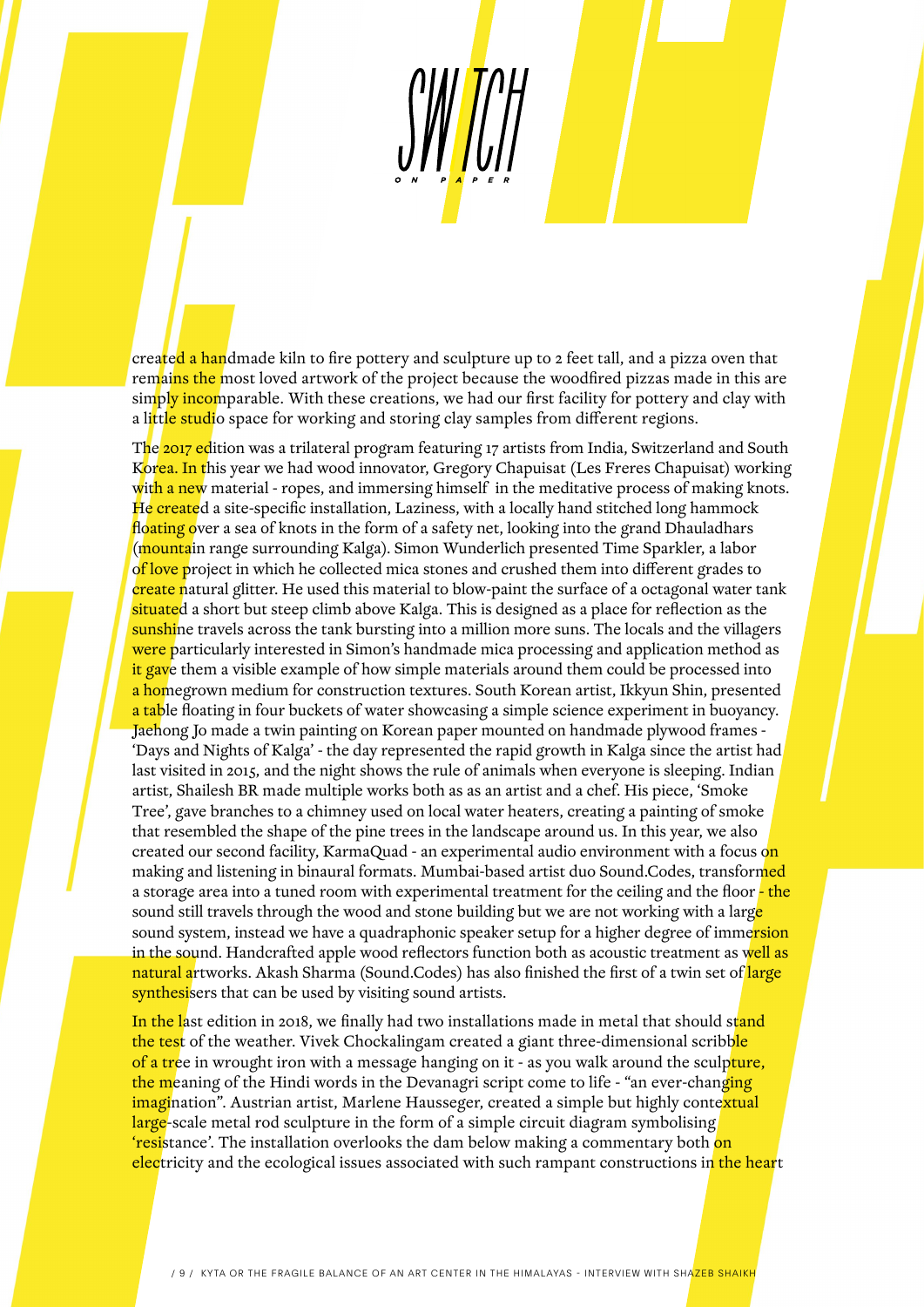created a handmade kiln to fire pottery and sculpture up to 2 feet tall, and a pizza oven that remains the most loved artwork of the project because the woodfired pizzas made in this are simply incomparable. With these creations, we had our first facility for pottery and clay with a little studio space for working and storing clay samples from different regions.

The 2017 edition was a trilateral program featuring 17 artists from India, Switzerland and South Korea. In this year we had wood innovator, Gregory Chapuisat (Les Freres Chapuisat) working with a new material - ropes, and immersing himself in the meditative process of making knots. He created a site-specific installation, Laziness, with a locally hand stitched long hammock floating over a sea of knots in the form of a safety net, looking into the grand Dhauladhars (mountain range surrounding Kalga). Simon Wunderlich presented Time Sparkler, a labor of love project in which he collected mica stones and crushed them into different grades to create natural glitter. He used this material to blow-paint the surface of a octagonal water tank situated a short but steep climb above Kalga. This is designed as a place for reflection as the sunshine travels across the tank bursting into a million more suns. The locals and the villagers were particularly interested in Simon's handmade mica processing and application method as it gave them a visible example of how simple materials around them could be processed into a homegrown medium for construction textures. South Korean artist, Ikkyun Shin, presented a table floating in four buckets of water showcasing a simple science experiment in buoyancy. Jaehong Jo made a twin painting on Korean paper mounted on handmade plywood frames - 'Days and Nights of Kalga' - the day represented the rapid growth in Kalga since the artist had last visited in 2015, and the night shows the rule of animals when everyone is sleeping. Indian artist, Shailesh BR made multiple works both as as an artist and a chef. His piece, 'Smoke Tree', gave branches to a chimney used on local water heaters, creating a painting of smoke that resembled the shape of the pine trees in the landscape around us. In this year, we also created our second facility, KarmaQuad - an experimental audio environment with a focus on making and listening in binaural formats. Mumbai-based artist duo Sound.Codes, transformed a storage area into a tuned room with experimental treatment for the ceiling and the floor - the sound still travels through the wood and stone building but we are not working with a large sound system, instead we have a quadraphonic speaker setup for a higher degree of immersion in the sound. Handcrafted apple wood reflectors function both as acoustic treatment as well as natural artworks. Akash Sharma (Sound.Codes) has also finished the first of a twin set of large synthesisers that can be used by visiting sound artists.

In the last edition in 2018, we finally had two installations made in metal that should stand the test of the weather. Vivek Chockalingam created a giant three-dimensional scribble of a tree in wrought iron with a message hanging on it - as you walk around the sculpture, the meaning of the Hindi words in the Devanagri script come to life - "an ever-changing imagination". Austrian artist, Marlene Hausseger, created a simple but highly contextual large-scale metal rod sculpture in the form of a simple circuit diagram symbolising 'resistance'. The installation overlooks the dam below making a commentary both on electricity and the ecological issues associated with such rampant constructions in the heart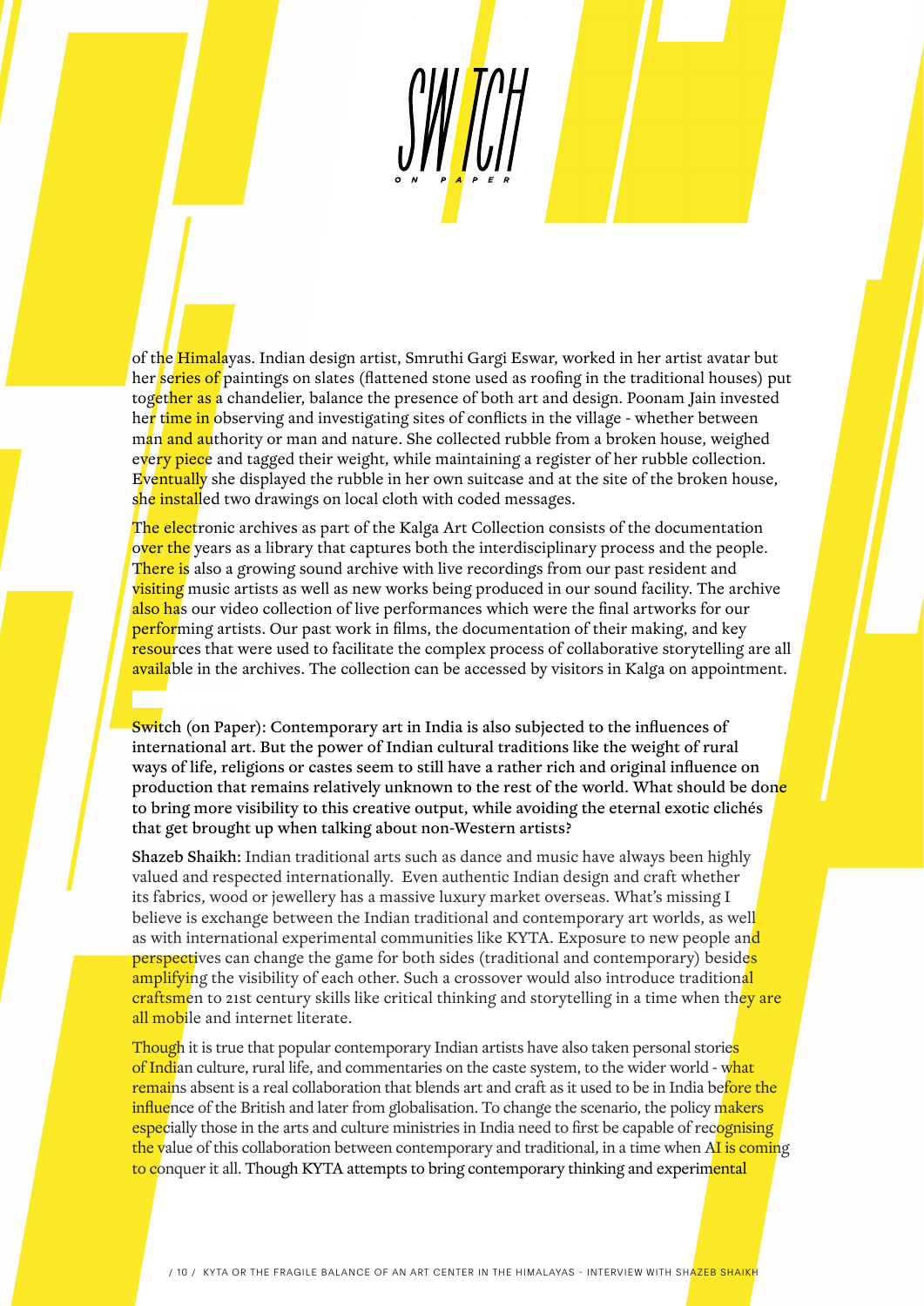of the Himalayas. Indian design artist, Smruthi Gargi Eswar, worked in her artist avatar but her series of paintings on slates (flattened stone used as roofing in the traditional houses) put together as a chandelier, balance the presence of both art and design. Poonam Jain invested her time in observing and investigating sites of conflicts in the village - whether between man and authority or man and nature. She collected rubble from a broken house, weighed every piece and tagged their weight, while maintaining a register of her rubble collection. Eventually she displayed the rubble in her own suitcase and at the site of the broken house, she installed two drawings on local cloth with coded messages.

The electronic archives as part of the Kalga Art Collection consists of the documentation over the years as a library that captures both the interdisciplinary process and the people. There is also a growing sound archive with live recordings from our past resident and visiting music artists as well as new works being produced in our sound facility. The archive also has our video collection of live performances which were the final artworks for our performing artists. Our past work in films, the documentation of their making, and key resources that were used to facilitate the complex process of collaborative storytelling are all available in the archives. The collection can be accessed by visitors in Kalga on appointment.

**Switch (on Paper): Contemporary art in India is also subjected to the influences of international art. But the power of Indian cultural traditions like the weight of rural ways of life, religions or castes seem to still have a rather rich and original influence on production that remains relatively unknown to the rest of the world. What should be done to bring more visibility to this creative output, while avoiding the eternal exotic clichés that get brought up when talking about non-Western artists?**

**Shazeb Shaikh:** Indian traditional arts such as dance and music have always been highly valued and respected internationally. Even authentic Indian design and craft whether its fabrics, wood or jewellery has a massive luxury market overseas. What's missing I believe is exchange between the Indian traditional and contemporary art worlds, as well as with international experimental communities like KYTA. Exposure to new people and perspectives can change the game for both sides (traditional and contemporary) besides amplifying the visibility of each other. Such a crossover would also introduce traditional craftsmen to 21st century skills like critical thinking and storytelling in a time when they are all mobile and internet literate.

Though it is true that popular contemporary Indian artists have also taken personal stories of Indian culture, rural life, and commentaries on the caste system, to the wider world - what remains absent is a real collaboration that blends art and craft as it used to be in India before the influence of the British and later from globalisation. To change the scenario, the policy makers especially those in the arts and culture ministries in India need to first be capable of recognising the value of this collaboration between contemporary and traditional, in a time when AI is coming to conquer it all. Though KYTA attempts to bring contemporary thinking and experimental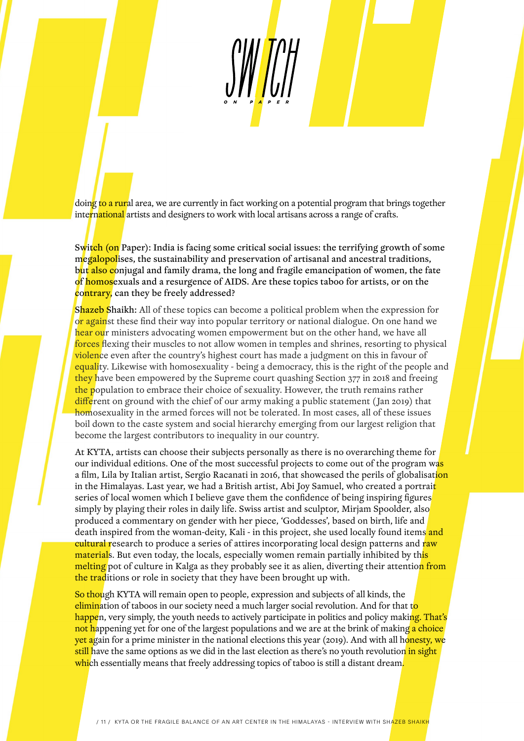doing to a rural area, we are currently in fact working on a potential program that brings together international artists and designers to work with local artisans across a range of crafts.

**Switch (on Paper): India is facing some critical social issues: the terrifying growth of some megalopolises, the sustainability and preservation of artisanal and ancestral traditions, but also conjugal and family drama, the long and fragile emancipation of women, the fate of homosexuals and a resurgence of AIDS. Are these topics taboo for artists, or on the contrary, can they be freely addressed?**

**Shazeb Shaikh:** All of these topics can become a political problem when the expression for or against these find their way into popular territory or national dialogue. On one hand we hear our ministers advocating women empowerment but on the other hand, we have all forces flexing their muscles to not allow women in temples and shrines, resorting to physical violence even after the country's highest court has made a judgment on this in favour of equality. Likewise with homosexuality - being a democracy, this is the right of the people and they have been empowered by the Supreme court quashing Section 377 in 2018 and freeing the population to embrace their choice of sexuality. However, the truth remains rather different on ground with the chief of our army making a public statement (Jan 2019) that homosexuality in the armed forces will not be tolerated. In most cases, all of these issues boil down to the caste system and social hierarchy emerging from our largest religion that become the largest contributors to inequality in our country.

At KYTA, artists can choose their subjects personally as there is no overarching theme for our individual editions. One of the most successful projects to come out of the program was a film, Lila by Italian artist, Sergio Racanati in 2016, that showcased the perils of globalisation in the Himalayas. Last year, we had a British artist, Abi Joy Samuel, who created a portrait series of local women which I believe gave them the confidence of being inspiring figures simply by playing their roles in daily life. Swiss artist and sculptor, Mirjam Spoolder, also produced a commentary on gender with her piece, 'Goddesses', based on birth, life and death inspired from the woman-deity, Kali - in this project, she used locally found items and cultural research to produce a series of attires incorporating local design patterns and raw materials. But even today, the locals, especially women remain partially inhibited by this melting pot of culture in Kalga as they probably see it as alien, diverting their attention from the traditions or role in society that they have been brought up with.

So though KYTA will remain open to people, expression and subjects of all kinds, the elimination of taboos in our society need a much larger social revolution. And for that to happen, very simply, the youth needs to actively participate in politics and policy making. That's not happening yet for one of the largest populations and we are at the brink of making a choice yet again for a prime minister in the national elections this year (2019). And with all honesty, we still have the same options as we did in the last election as there's no youth revolution in sight which essentially means that freely addressing topics of taboo is still a distant dream.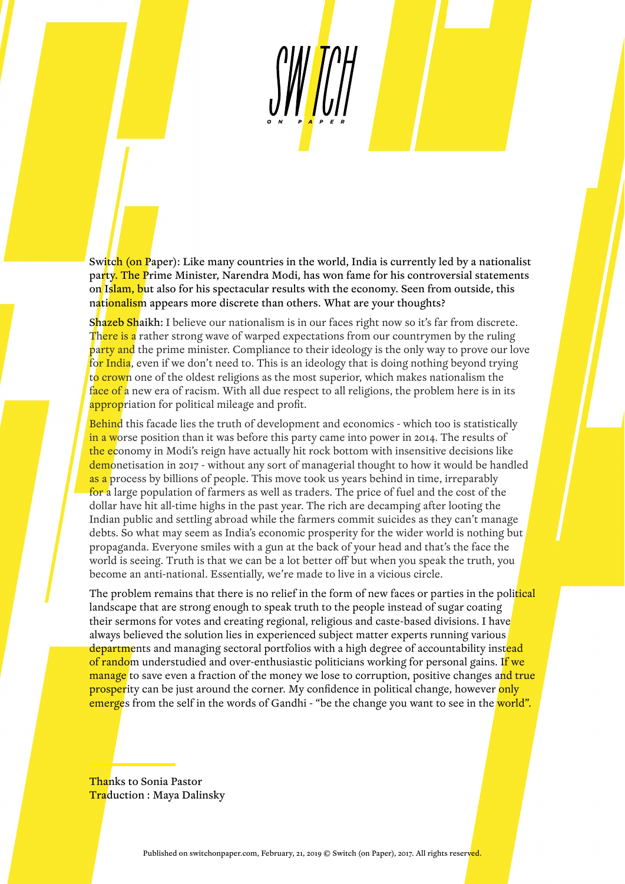**Switch (on Paper):** Like many countries in the world, India is currently led by a nationalist party. The Prime Minister, Narendra Modi, has won fame for his controversial statements on Islam, but also for his spectacular results with the economy. Seen from outside, this nationalism appears more discrete than others. What are your thoughts?

**Shazeb Shaikh:** I believe our nationalism is in our faces right now so it's far from discrete. There is a rather strong wave of warped expectations from our countrymen by the ruling party and the prime minister. Compliance to their ideology is the only way to prove our love for India, even if we don't need to. This is an ideology that is doing nothing beyond trying to crown one of the oldest religions as the most superior, which makes nationalism the face of a new era of racism. With all due respect to all religions, the problem here is in its appropriation for political mileage and profit.

Behind this facade lies the truth of development and economics - which too is statistically in a worse position than it was before this party came into power in 2014. The results of the economy in Modi's reign have actually hit rock bottom with insensitive decisions like demonetisation in 2017 - without any sort of managerial thought to how it would be handled as a process by billions of people. This move took us years behind in time, irreparably for a large population of farmers as well as traders. The price of fuel and the cost of the dollar have hit all-time highs in the past year. The rich are decamping after looting the Indian public and settling abroad while the farmers commit suicides as they can't manage debts. So what may seem as India's economic prosperity for the wider world is nothing but propaganda. Everyone smiles with a gun at the back of your head and that's the face the world is seeing. Truth is that we can be a lot better off but when you speak the truth, you become an anti-national. Essentially, we're made to live in a vicious circle.

The problem remains that there is no relief in the form of new faces or parties in the political landscape that are strong enough to speak truth to the people instead of sugar coating their sermons for votes and creating regional, religious and caste-based divisions. I have always believed the solution lies in experienced subject matter experts running various departments and managing sectoral portfolios with a high degree of accountability instead of random understudied and over-enthusiastic politicians working for personal gains. If we manage to save even a fraction of the money we lose to corruption, positive changes and true prosperity can be just around the corner. My confidence in political change, however only emerges from the self in the words of Gandhi - "be the change you want to see in the world".

Thanks to Sonia Pastor
Traduction : Maya Dalinsky

Published on switchonpaper.com, February, 21, 2019 © Switch (on Paper), 2017. All rights reserved.